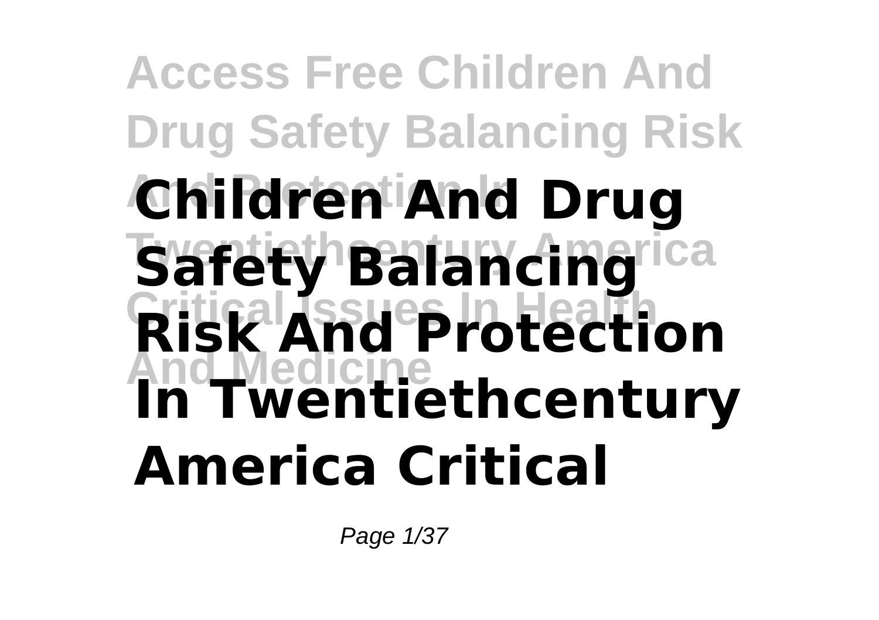**Access Free Children And Drug Safety Balancing Risk And Protection In Twentiethcentury America Critical Issues In Health And Medicine**

# Children And Drug Safety Balancing Risk And Protection In Twentiethcentury America Critical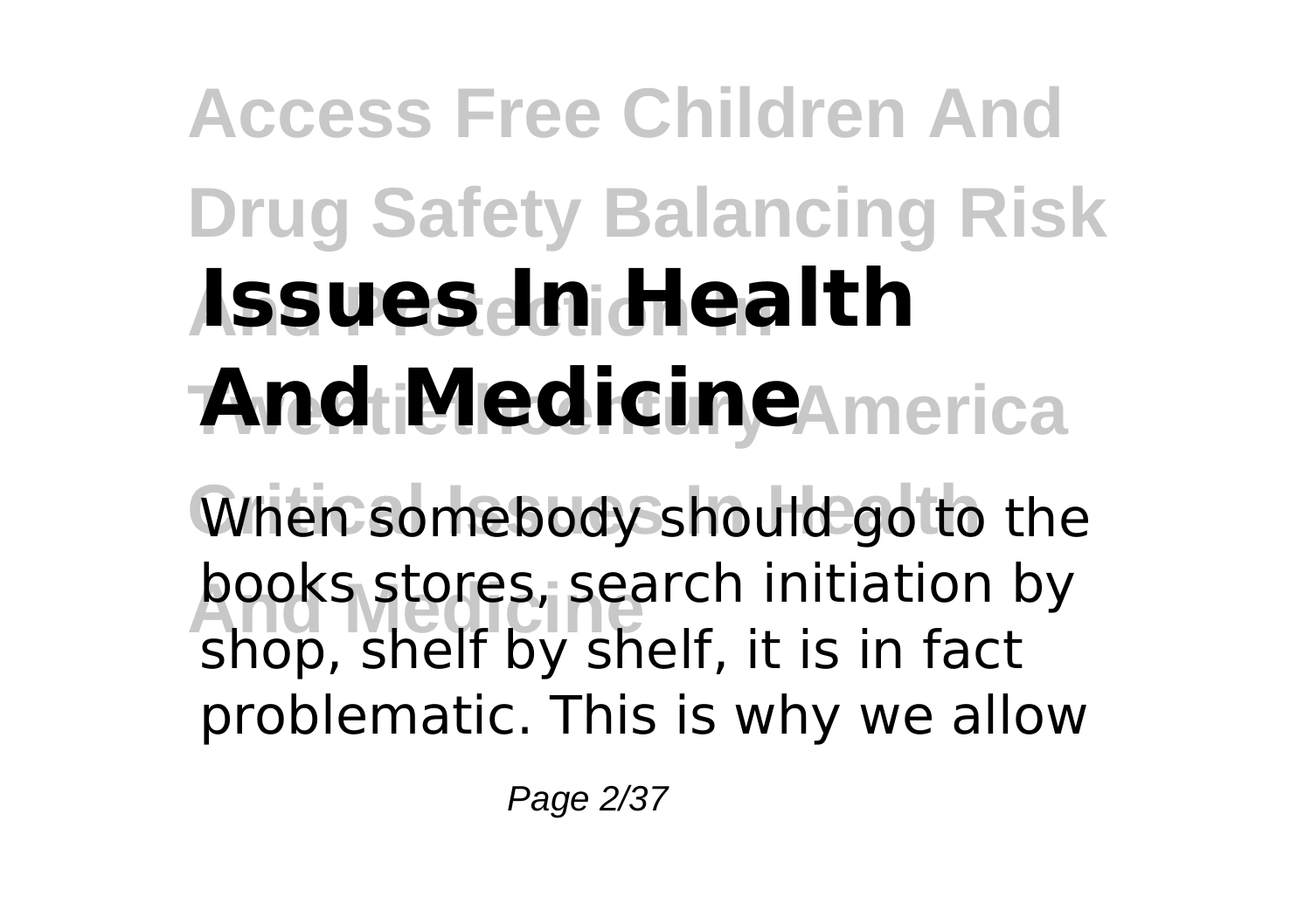# Issues In Health And Medicine

When somebody should go to the books stores, search initiation by shop, shelf by shelf, it is in fact problematic. This is why we allow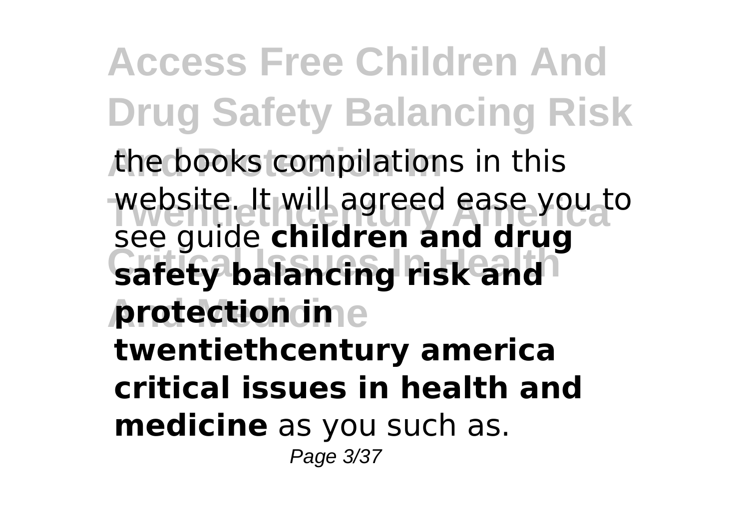the books compilations in this website. It will agreed ease you to see guide **children and drug safety balancing risk and protection in twentiethcentury america critical issues in health and medicine** as you such as.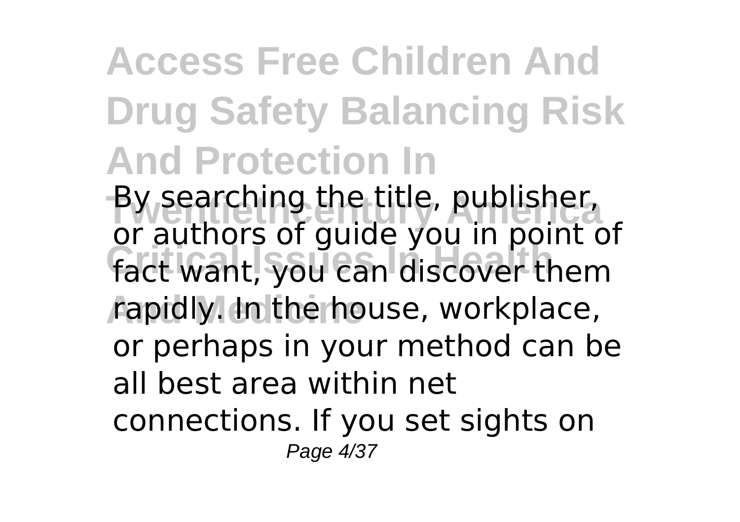# Access Free Children And Drug Safety Balancing Risk And Protection In Twentiethcentury America Critical Issues In Health And Medicine

By searching the title, publisher, or authors of guide you in point of fact want, you can discover them rapidly. In the house, workplace, or perhaps in your method can be all best area within net connections. If you set sights on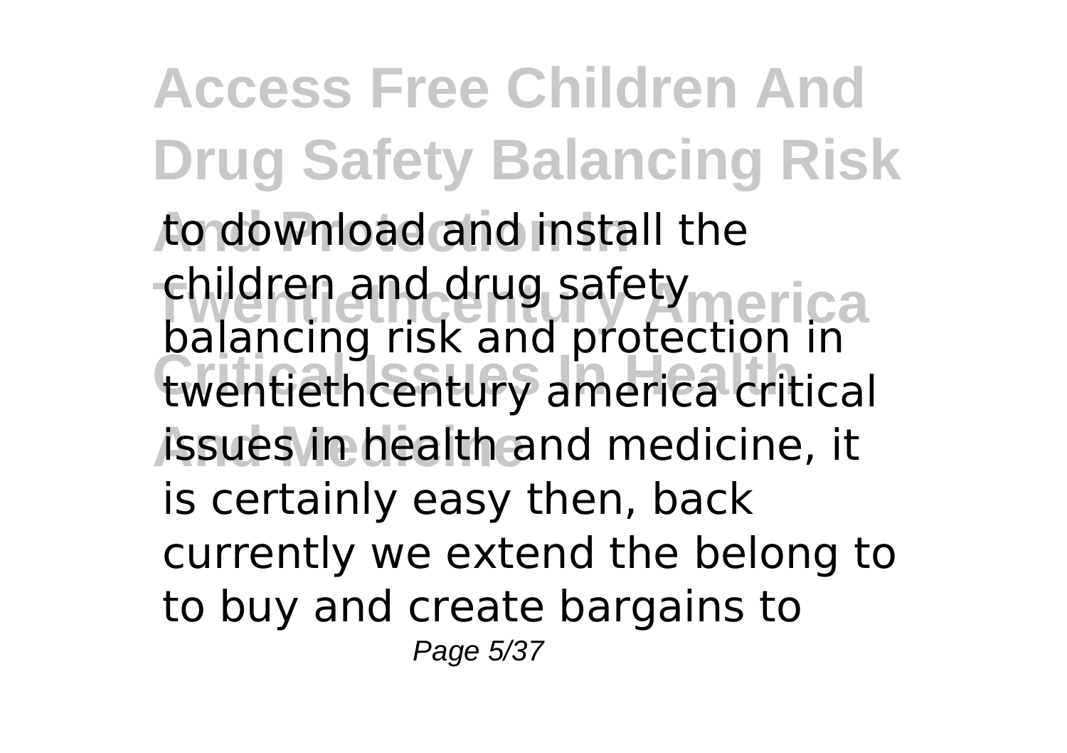to download and install the children and drug safety balancing risk and protection in twentiethcentury america critical issues in health and medicine, it is certainly easy then, back currently we extend the belong to to buy and create bargains to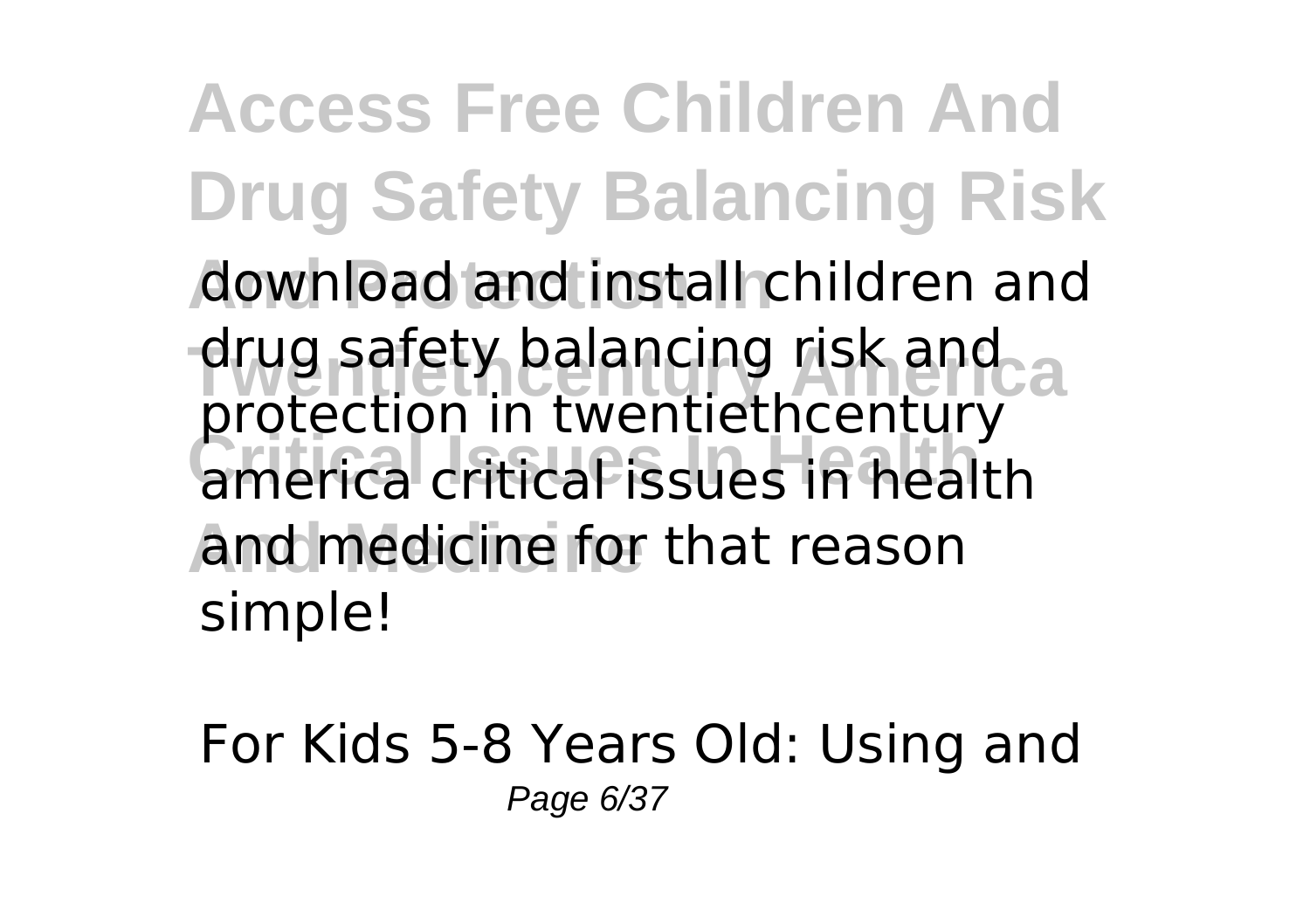download and install children and drug safety balancing risk and protection in twentiethcentury america critical issues in health and medicine for that reason simple!

For Kids 5-8 Years Old: Using and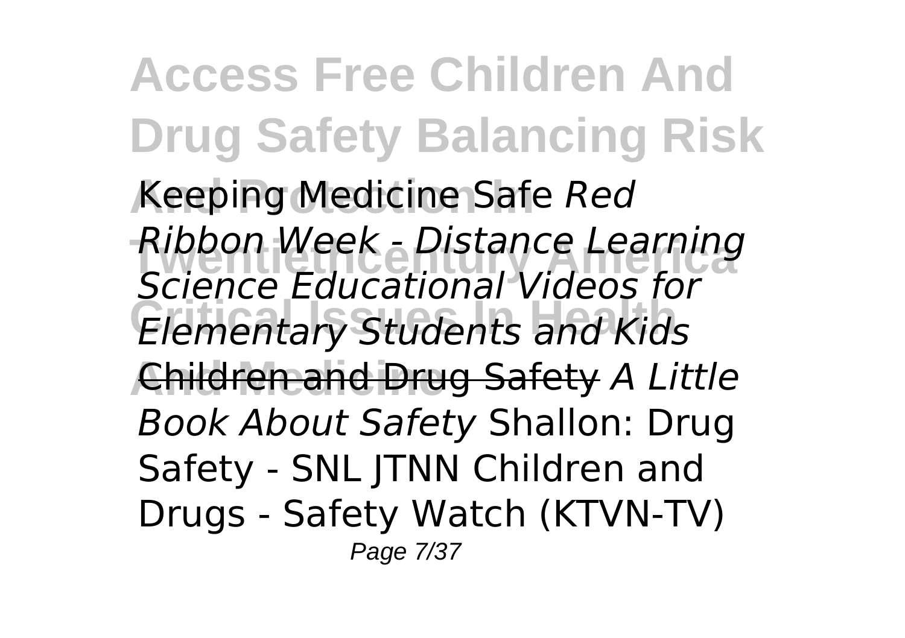Keeping Medicine Safe *Red Ribbon Week - Distance Learning Science Educational Videos for Elementary Students and Kids* ~~Children and Drug Safety~~ *A Little Book About Safety* Shallon: Drug Safety - SNL JTNN Children and Drugs - Safety Watch (KTVN-TV)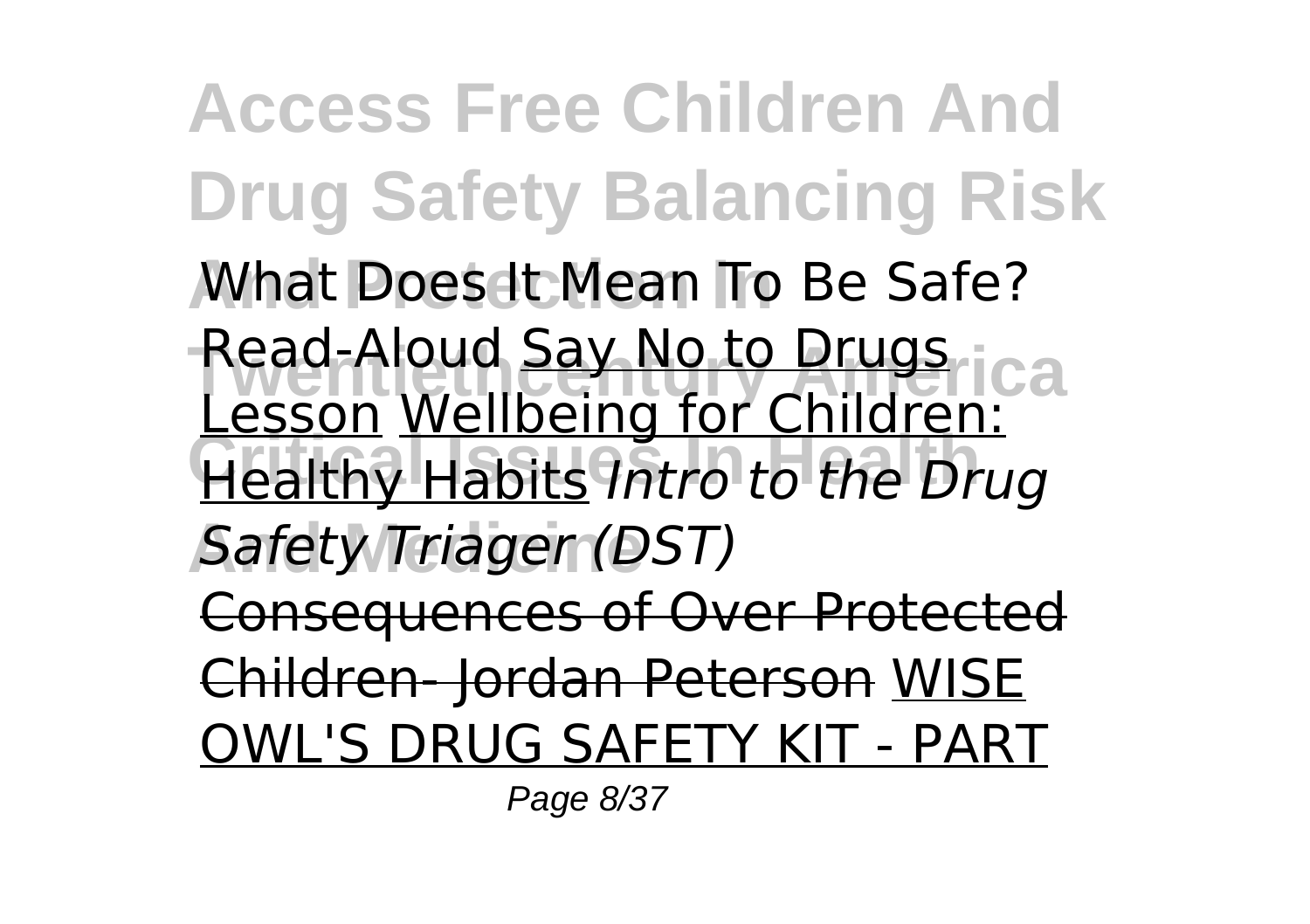What Does It Mean To Be Safe? Read-Aloud Say No to Drugs Lesson Wellbeing for Children: Healthy Habits *Intro to the Drug Safety Triager (DST)*

Consequences of Over Protected Children- Jordan Peterson WISE OWL'S DRUG SAFETY KIT - PART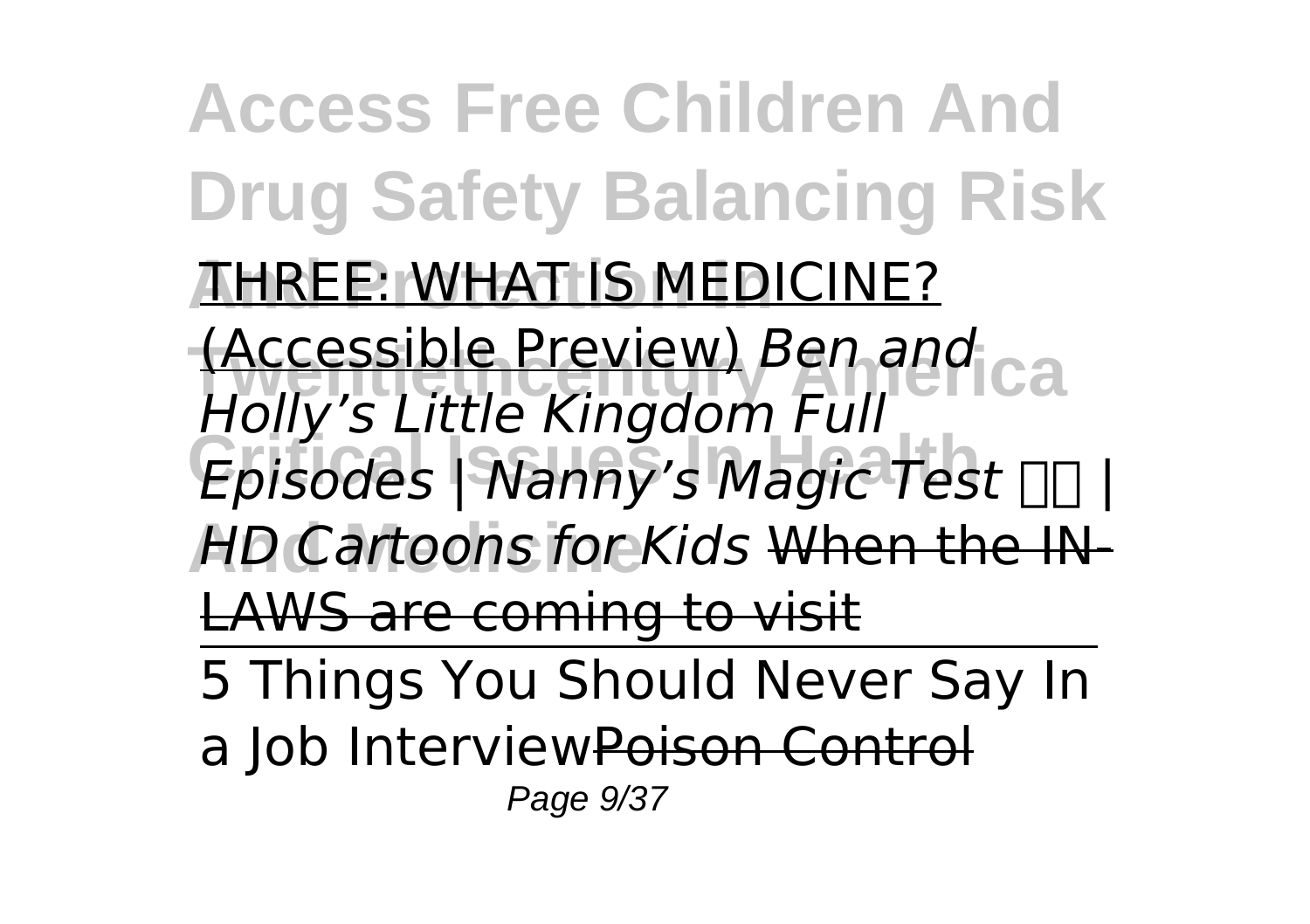THREE: WHAT IS MEDICINE? (Accessible Preview) *Ben and Holly's Little Kingdom Full Episodes | Nanny's Magic Test | HD Cartoons for Kids* When the IN-LAWS are coming to visit

5 Things You Should Never Say In a Job Interview Poison Control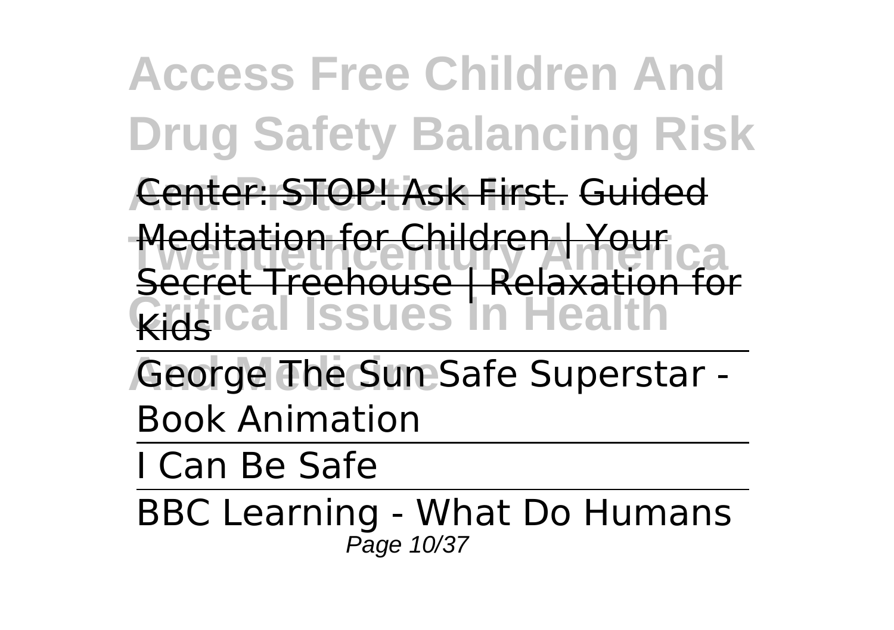Center: STOP! Ask First. Guided Meditation for Children | Your Secret Treehouse | Relaxation for Kids

George The Sun Safe Superstar - Book Animation

I Can Be Safe

BBC Learning - What Do Humans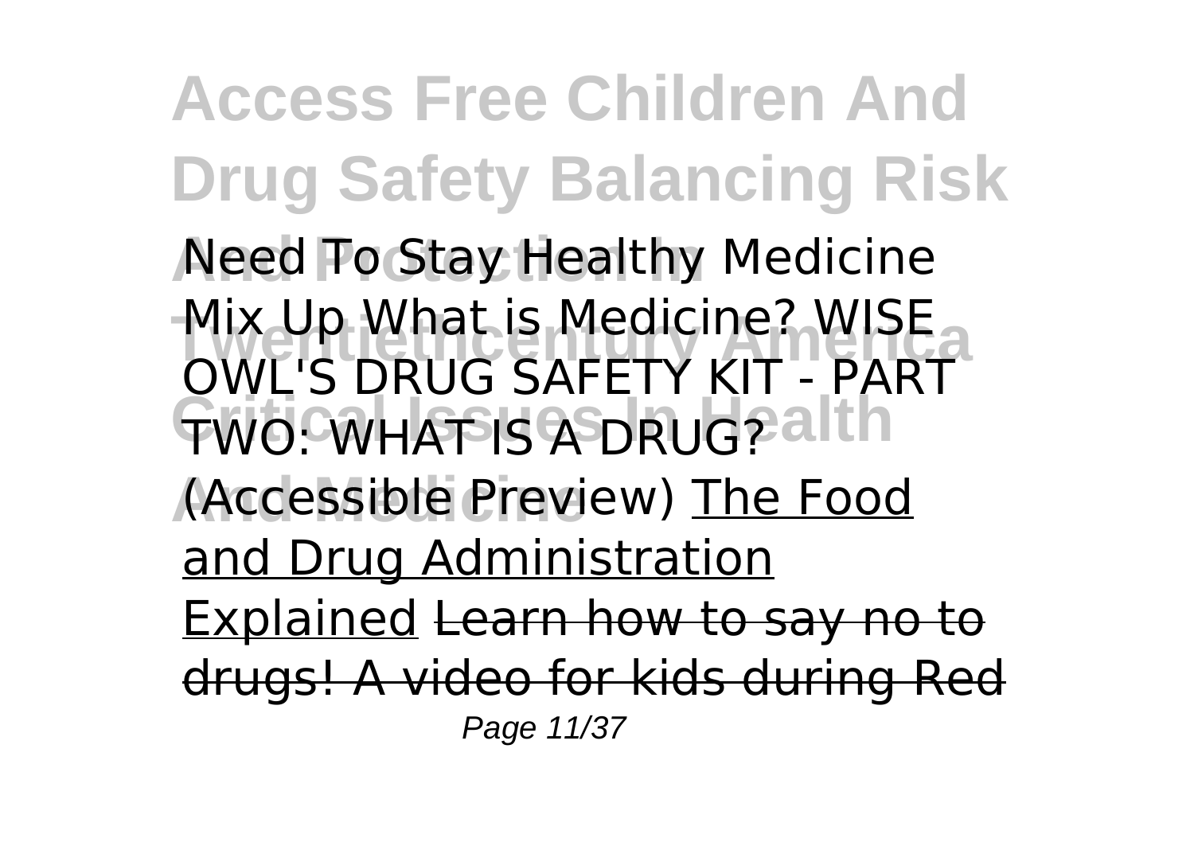Need To Stay Healthy Medicine Mix Up What is Medicine? WISE OWL'S DRUG SAFETY KIT - PART TWO: WHAT IS A DRUG? (Accessible Preview) The Food and Drug Administration Explained ~~Learn how to say no to drugs! A video for kids during Red~~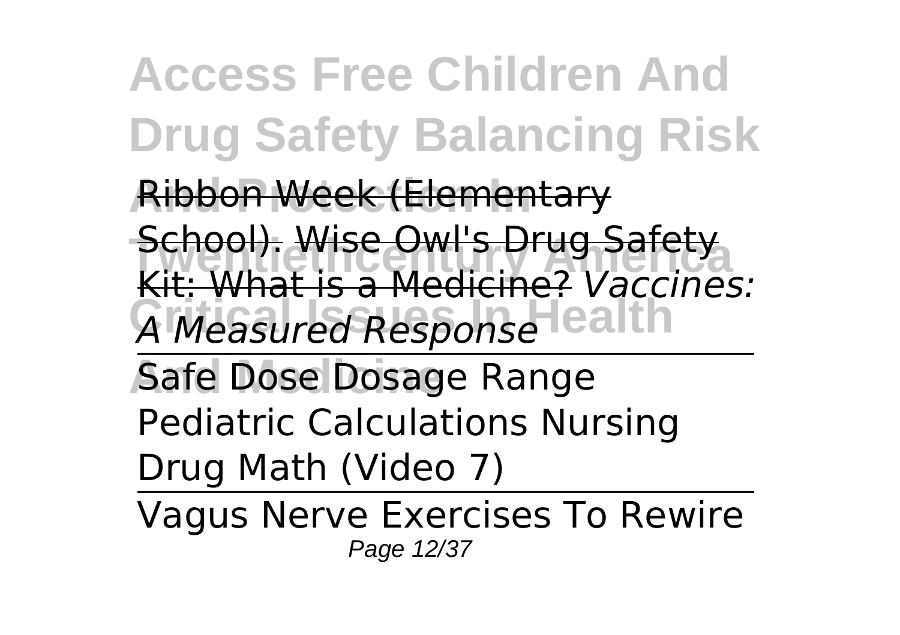Ribbon Week (Elementary School). Wise Owl's Drug Safety Kit: What is a Medicine? *Vaccines: A Measured Response*

Safe Dose Dosage Range Pediatric Calculations Nursing Drug Math (Video 7)

Vagus Nerve Exercises To Rewire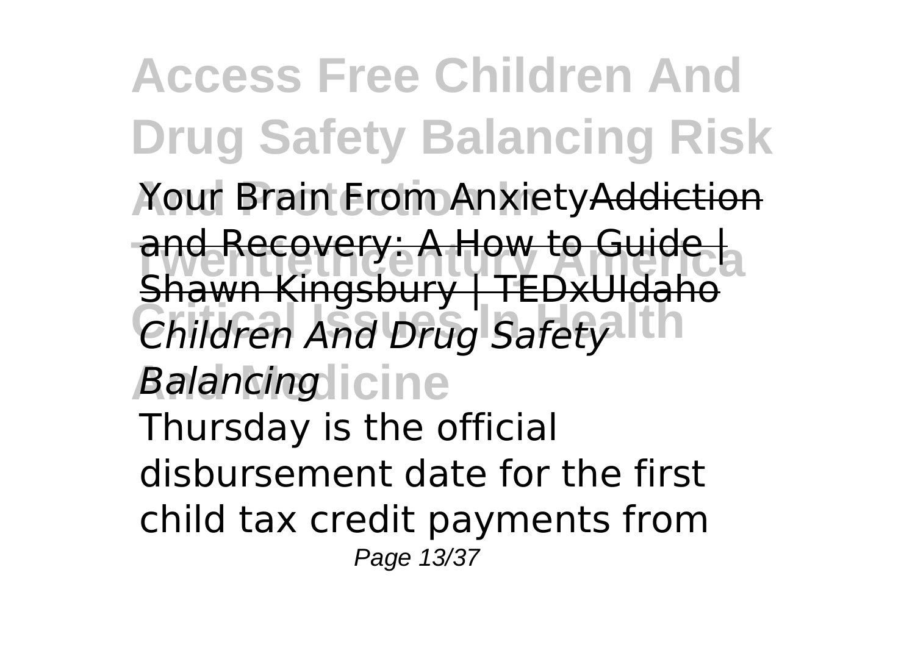Your Brain From Anxiety~~Addiction and Recovery: A How to Guide | Shawn Kingsbury | TEDxUIdaho~~

*Children And Drug Safety Balancing*

Thursday is the official disbursement date for the first child tax credit payments from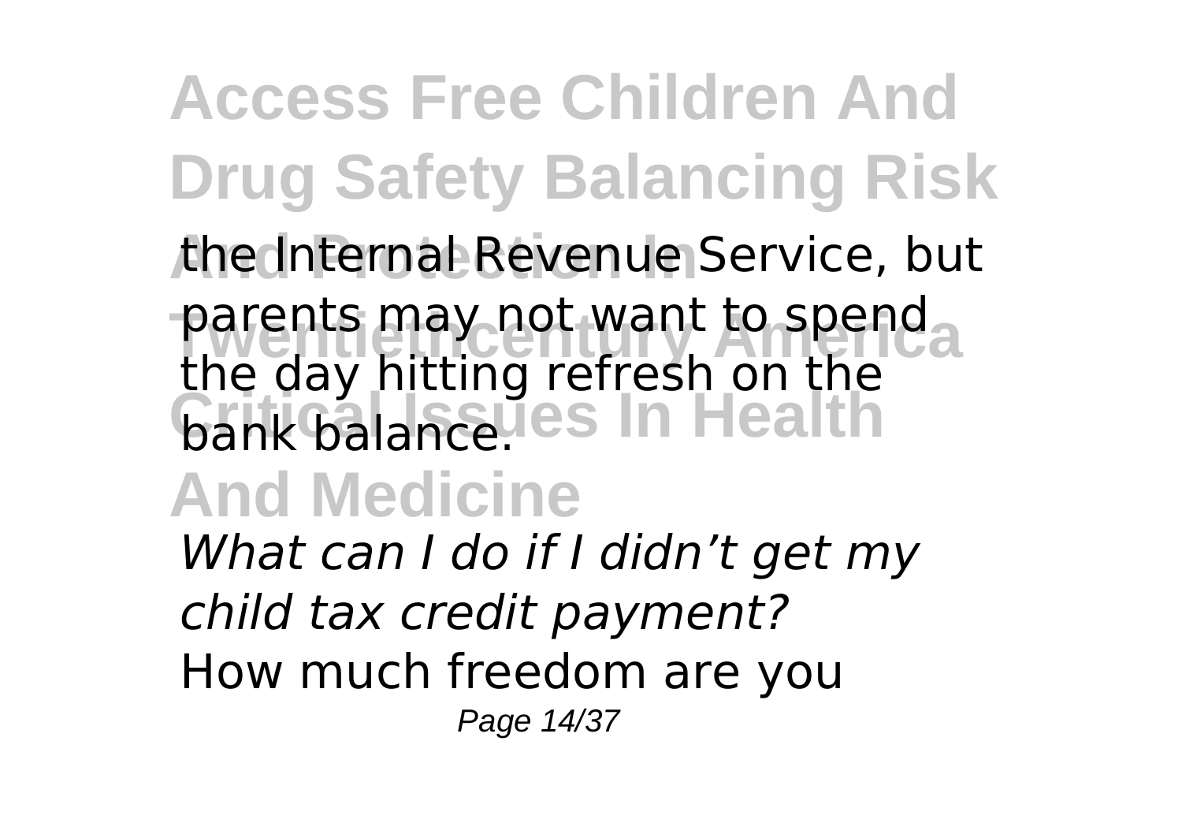the Internal Revenue Service, but parents may not want to spend the day hitting refresh on the bank balance.

*What can I do if I didn't get my child tax credit payment?*

How much freedom are you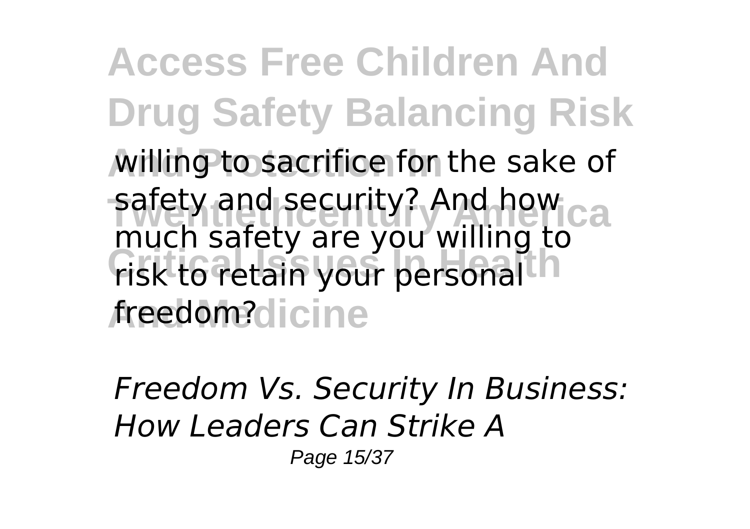willing to sacrifice for the sake of safety and security? And how much safety are you willing to risk to retain your personal freedom?

*Freedom Vs. Security In Business: How Leaders Can Strike A*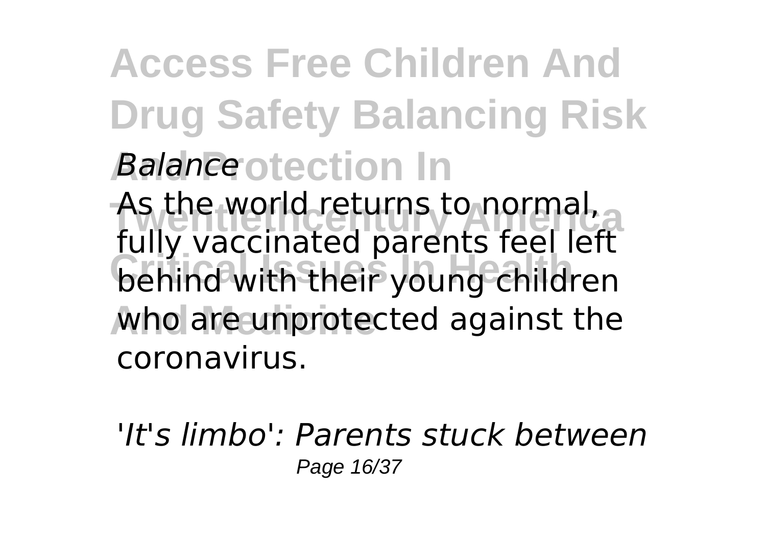*Balance*

As the world returns to normal, fully vaccinated parents feel left behind with their young children who are unprotected against the coronavirus.

*'It's limbo': Parents stuck between*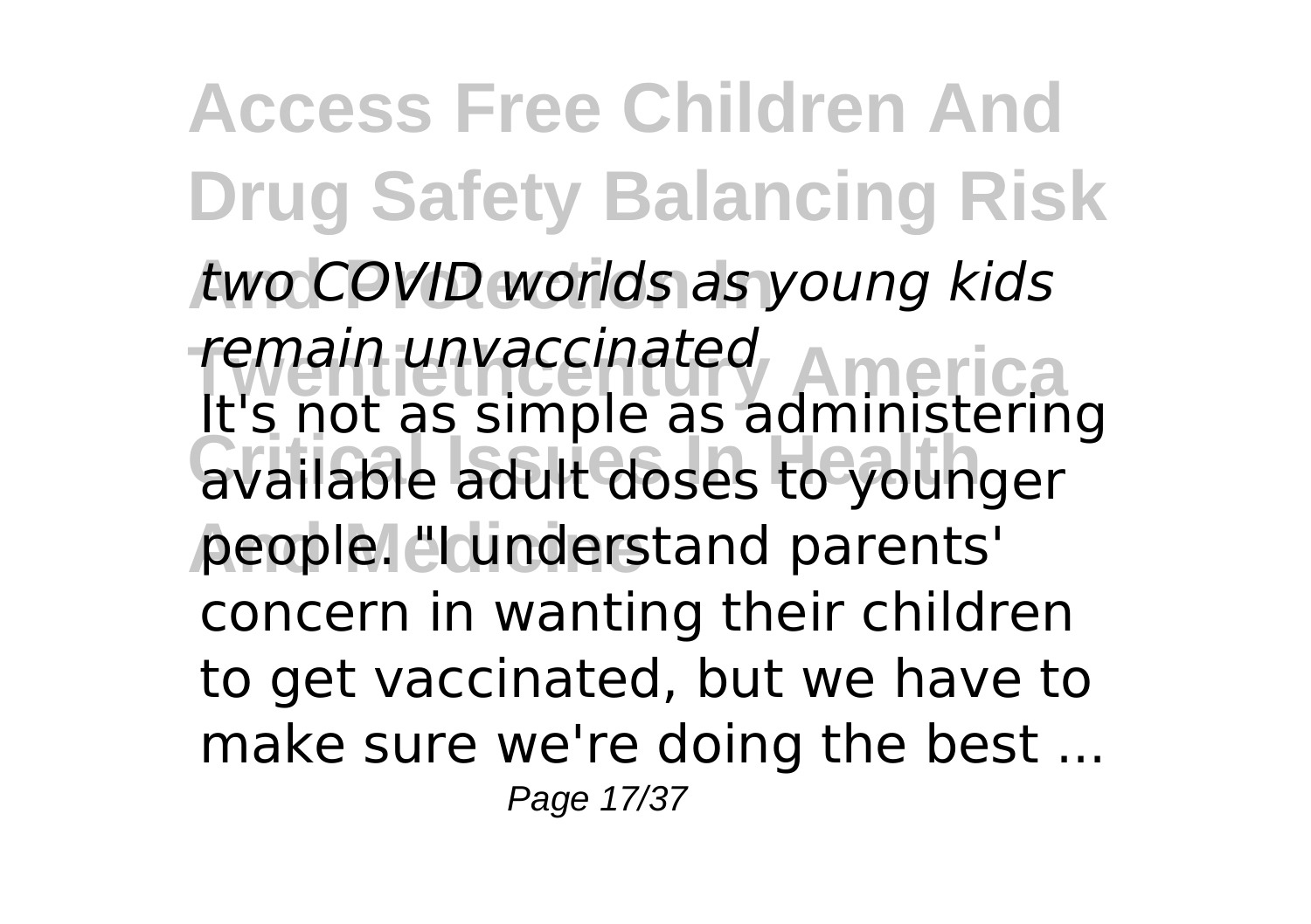*two COVID worlds as young kids remain unvaccinated*

It's not as simple as administering available adult doses to younger people. "I understand parents' concern in wanting their children to get vaccinated, but we have to make sure we're doing the best ...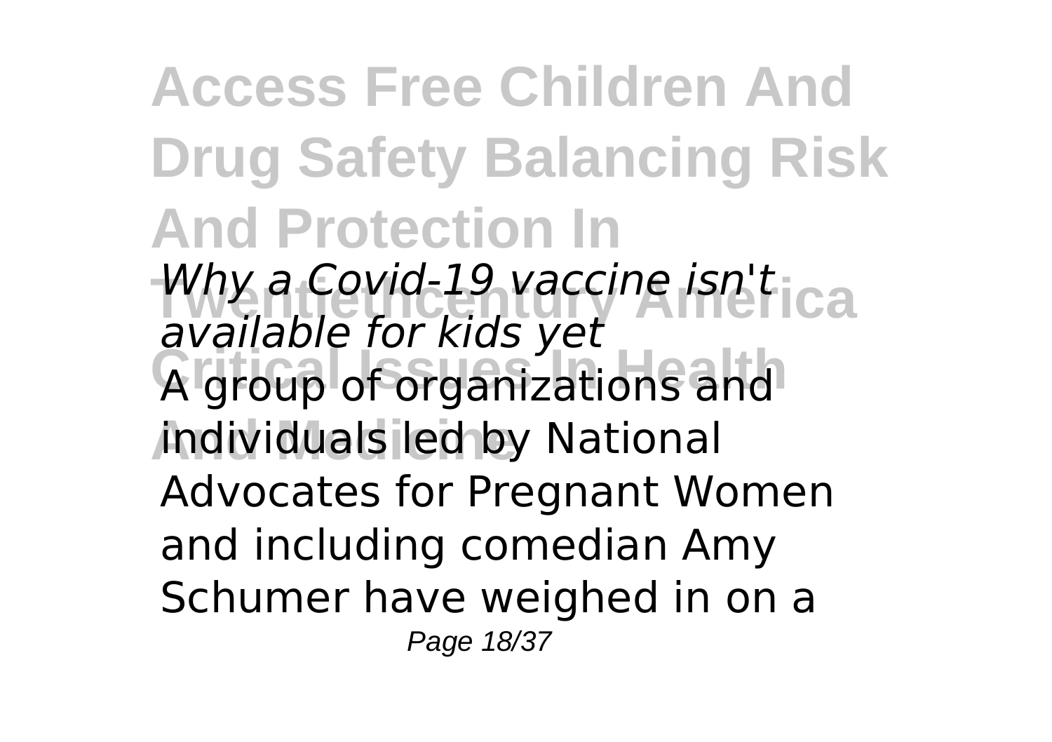*Why a Covid-19 vaccine isn't available for kids yet*

A group of organizations and individuals led by National Advocates for Pregnant Women and including comedian Amy Schumer have weighed in on a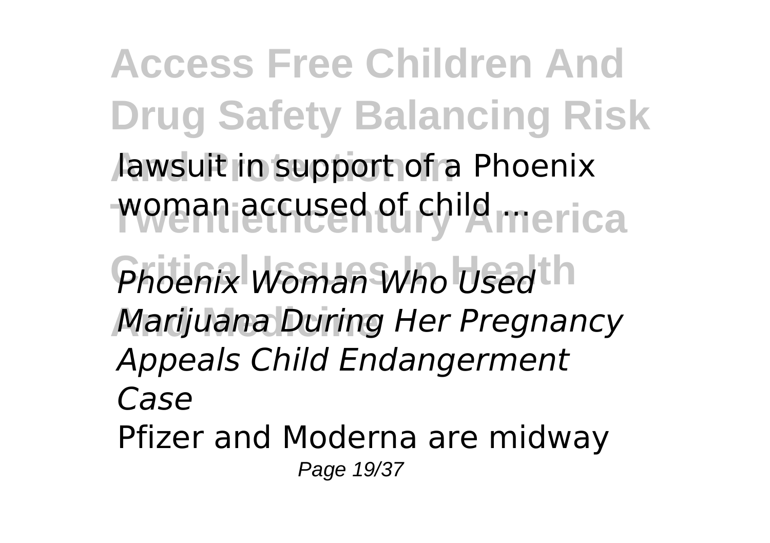lawsuit in support of a Phoenix woman accused of child ...

*Phoenix Woman Who Used Marijuana During Her Pregnancy Appeals Child Endangerment Case*

Pfizer and Moderna are midway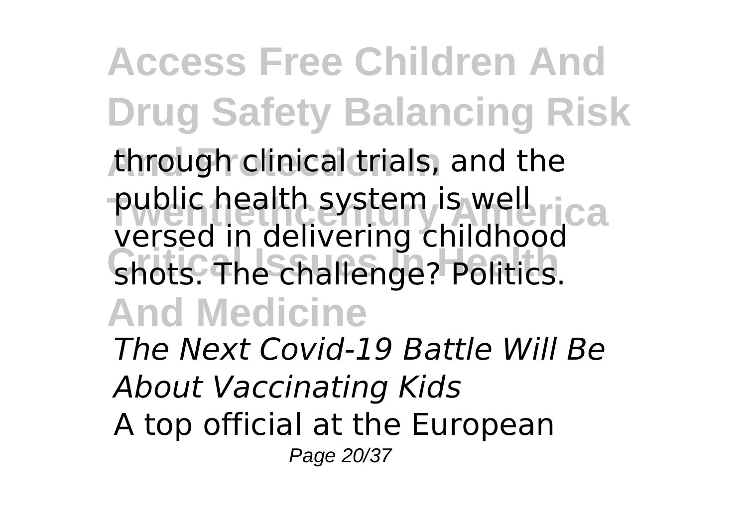through clinical trials, and the public health system is well versed in delivering childhood shots. The challenge? Politics.

*The Next Covid-19 Battle Will Be About Vaccinating Kids*

A top official at the European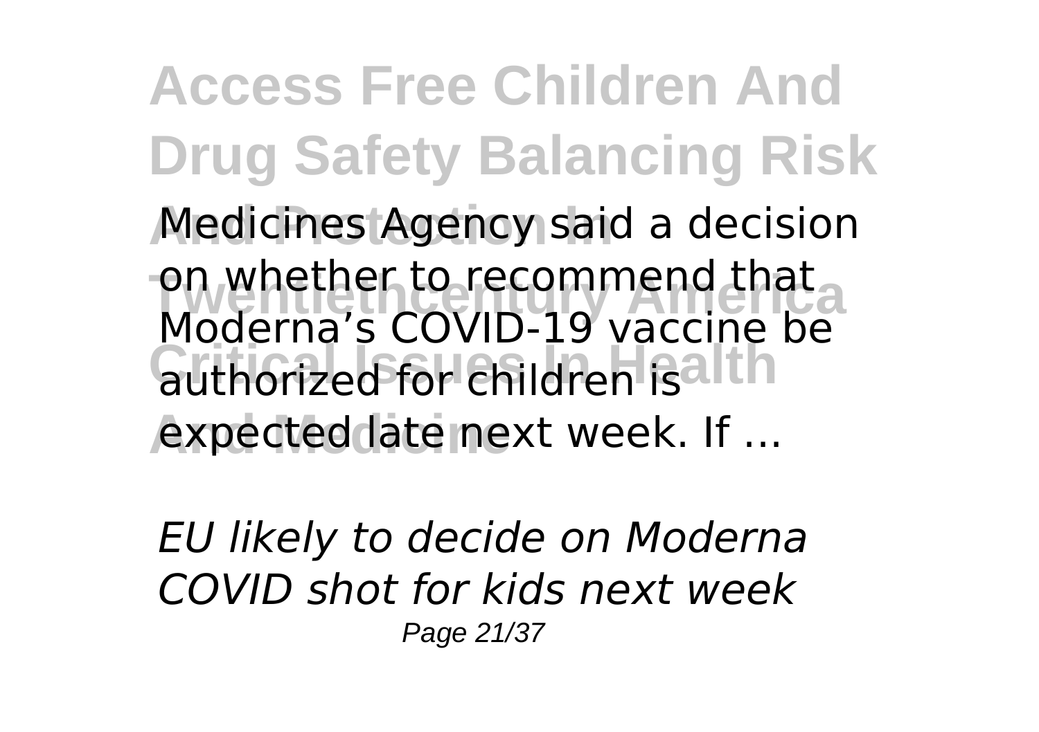Medicines Agency said a decision on whether to recommend that Moderna’s COVID-19 vaccine be authorized for children is expected late next week. If ...

*EU likely to decide on Moderna COVID shot for kids next week*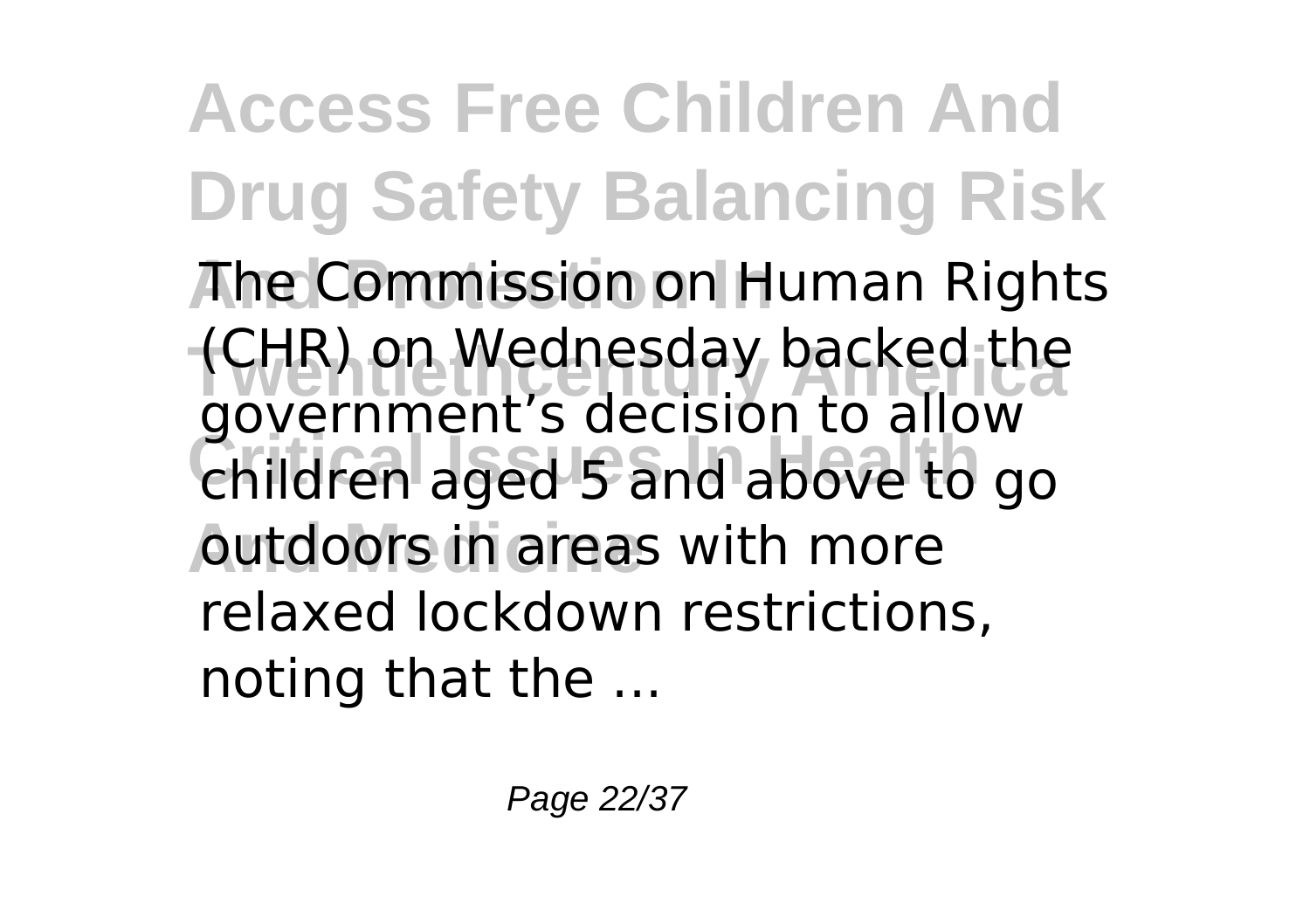The Commission on Human Rights (CHR) on Wednesday backed the government's decision to allow children aged 5 and above to go outdoors in areas with more relaxed lockdown restrictions, noting that the ...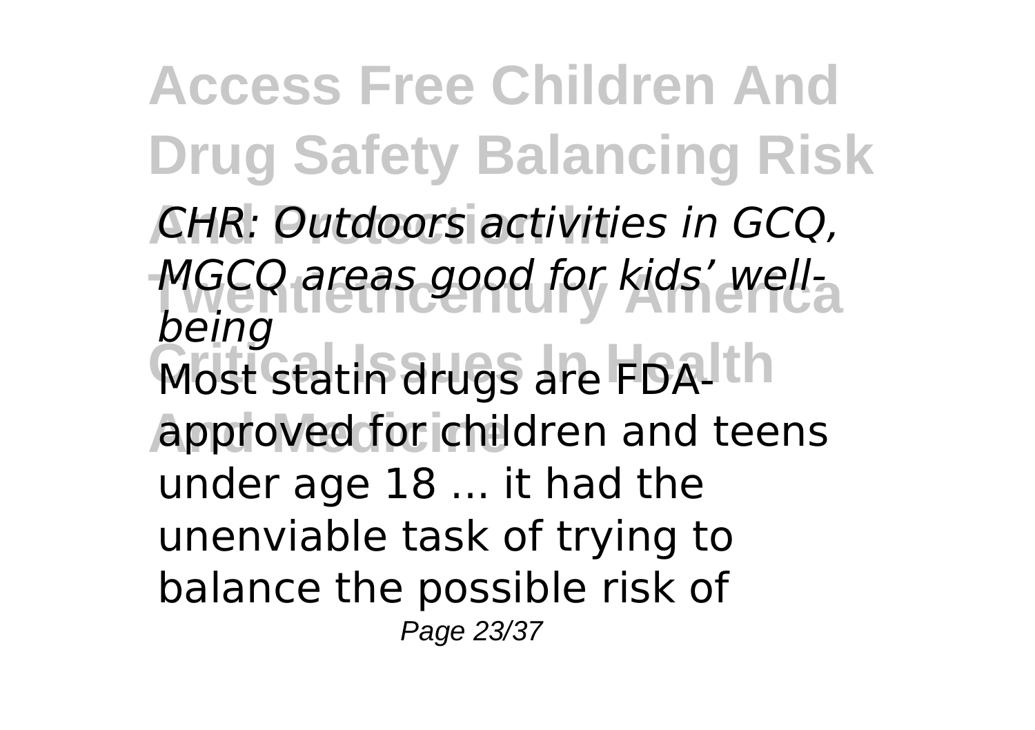*CHR: Outdoors activities in GCQ, MGCQ areas good for kids' well-being*

Most statin drugs are FDA-approved for children and teens under age 18 ... it had the unenviable task of trying to balance the possible risk of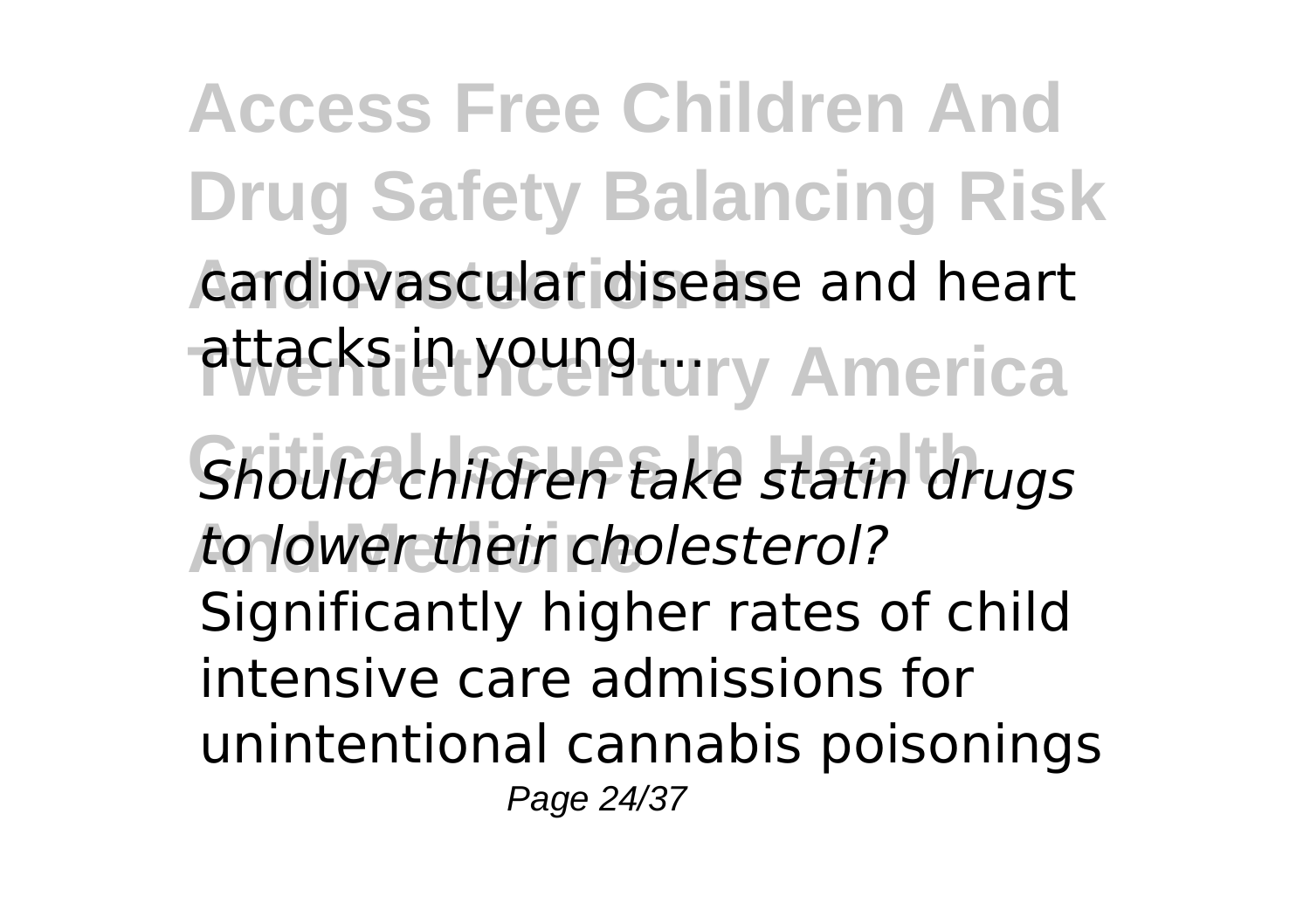cardiovascular disease and heart attacks in young ...

*Should children take statin drugs to lower their cholesterol?*

Significantly higher rates of child intensive care admissions for unintentional cannabis poisonings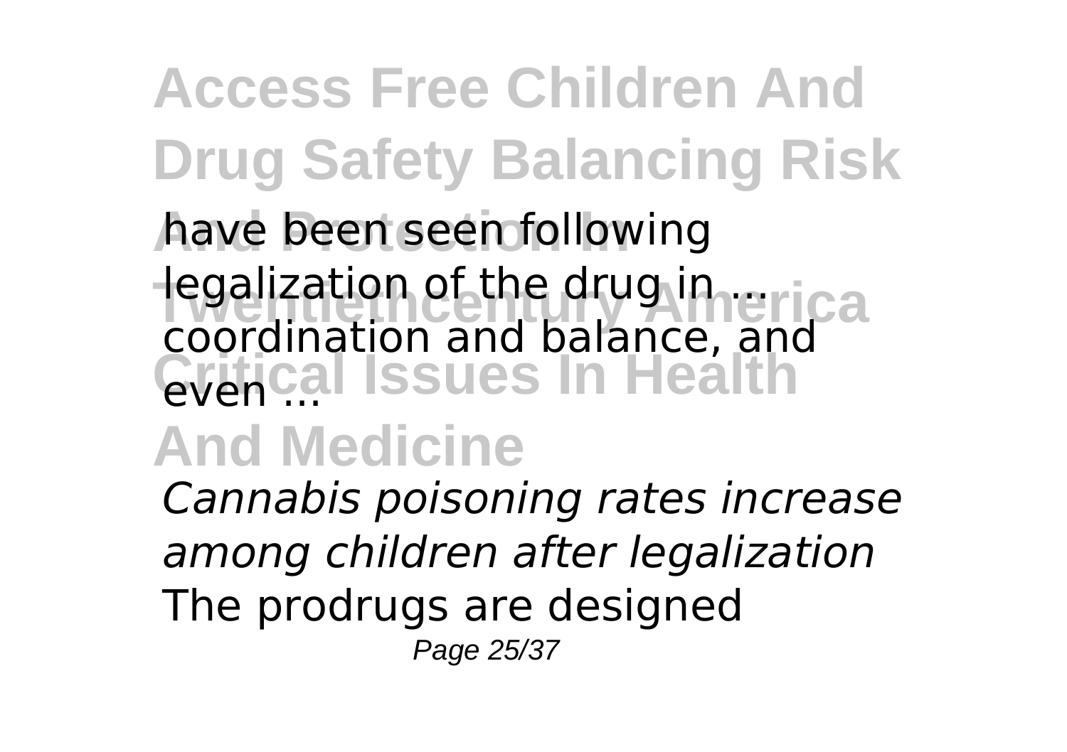have been seen following legalization of the drug in ... coordination and balance, and even ...

*Cannabis poisoning rates increase among children after legalization*

The prodrugs are designed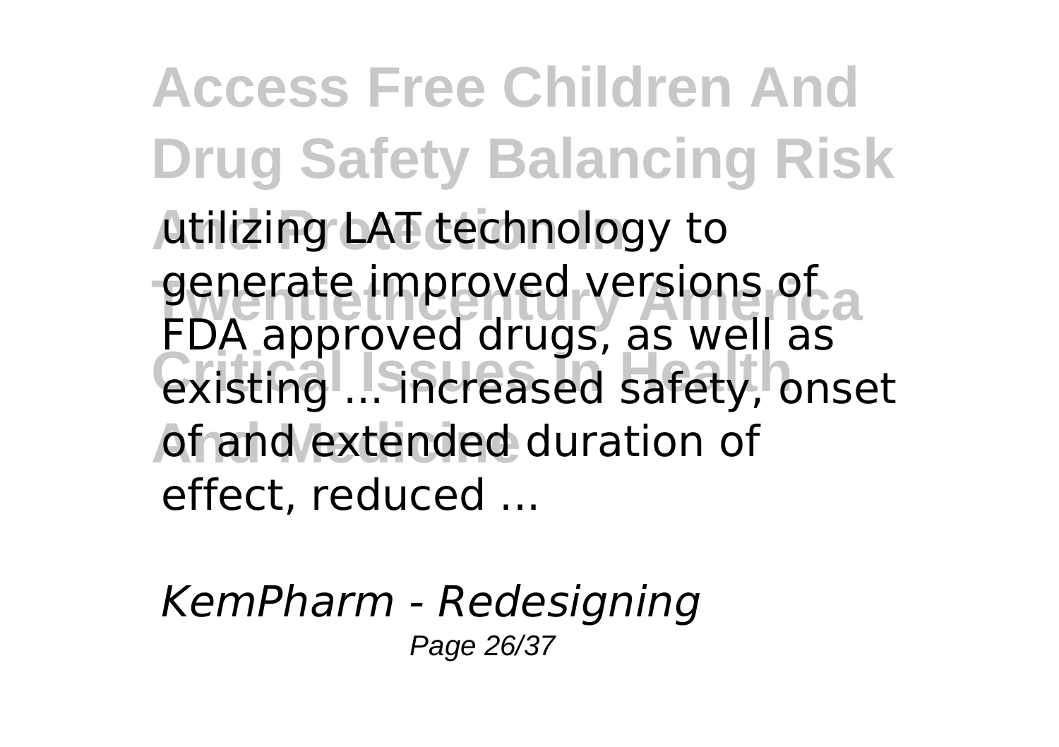utilizing LAT technology to generate improved versions of FDA approved drugs, as well as existing ... increased safety, onset of and extended duration of effect, reduced ...

*KemPharm - Redesigning*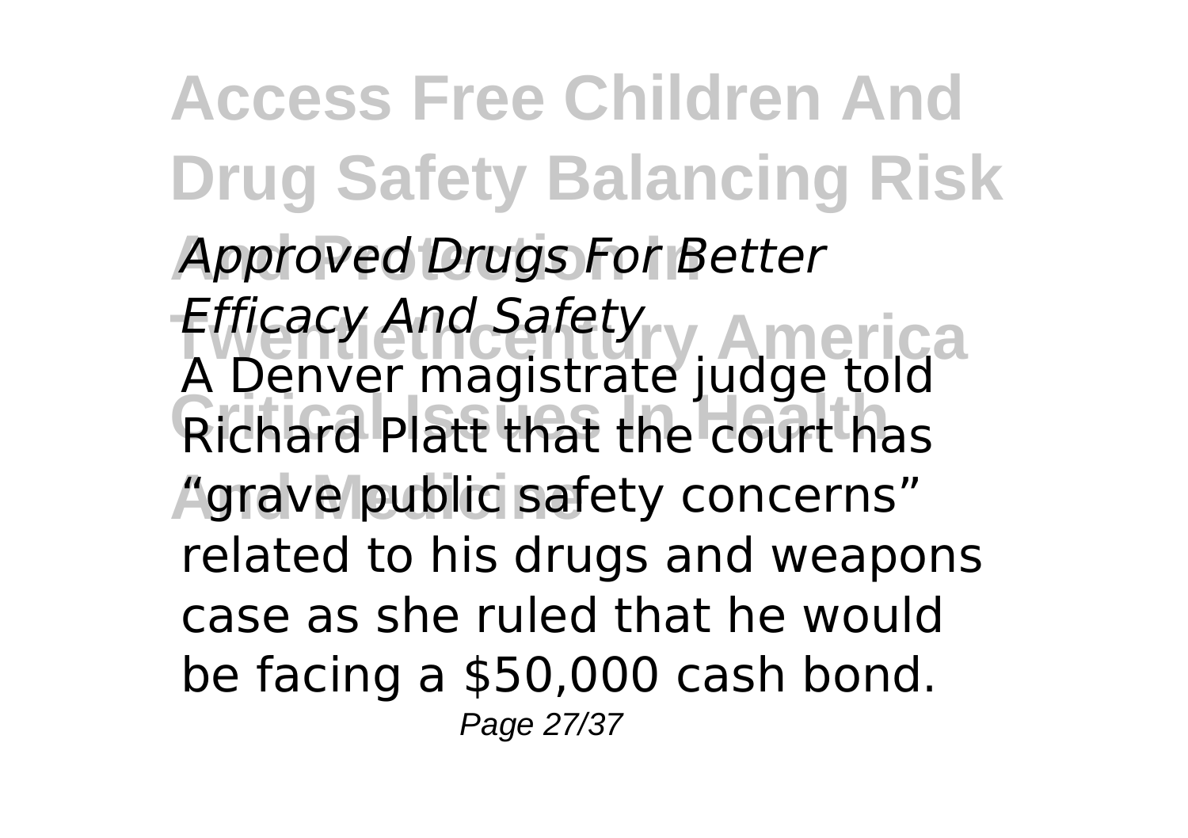*Approved Drugs For Better Efficacy And Safety*

A Denver magistrate judge told Richard Platt that the court has "grave public safety concerns" related to his drugs and weapons case as she ruled that he would be facing a $50,000 cash bond.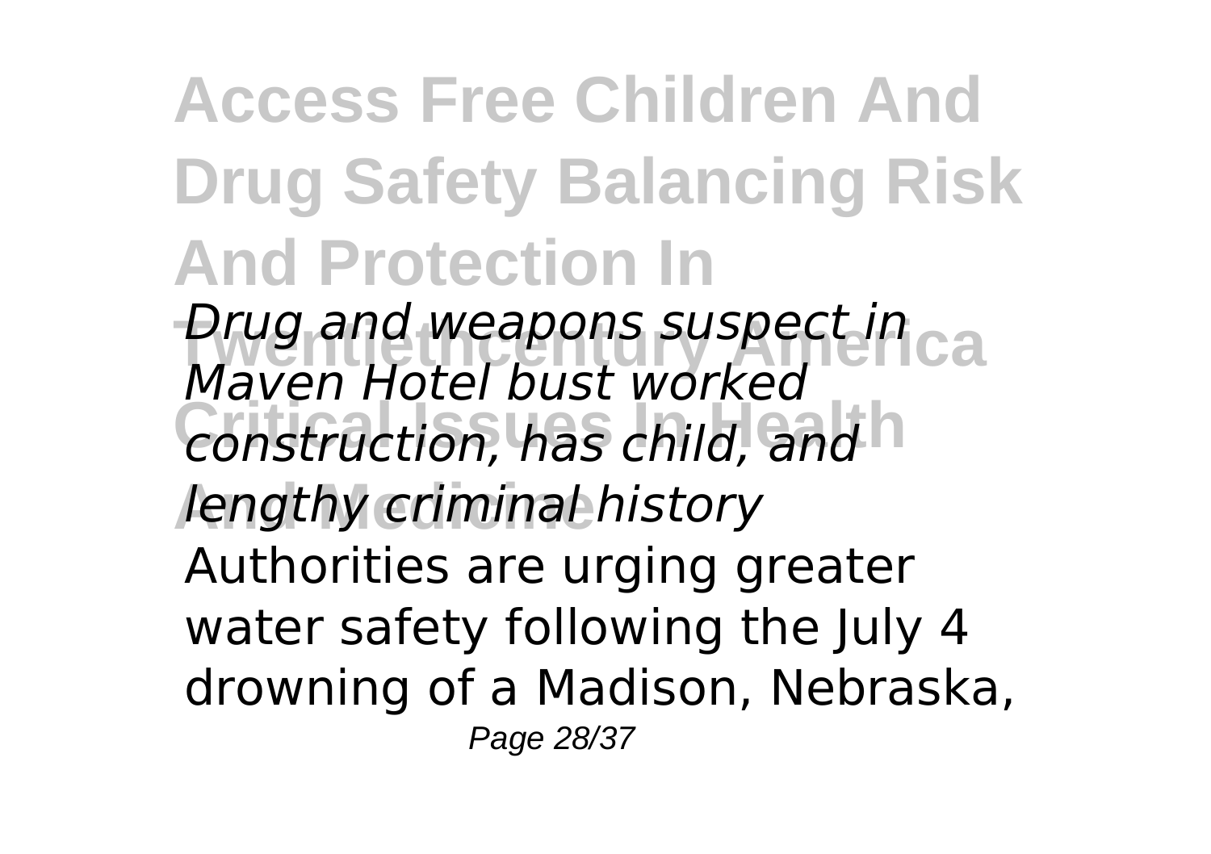*Drug and weapons suspect in Maven Hotel bust worked construction, has child, and lengthy criminal history*

Authorities are urging greater water safety following the July 4 drowning of a Madison, Nebraska,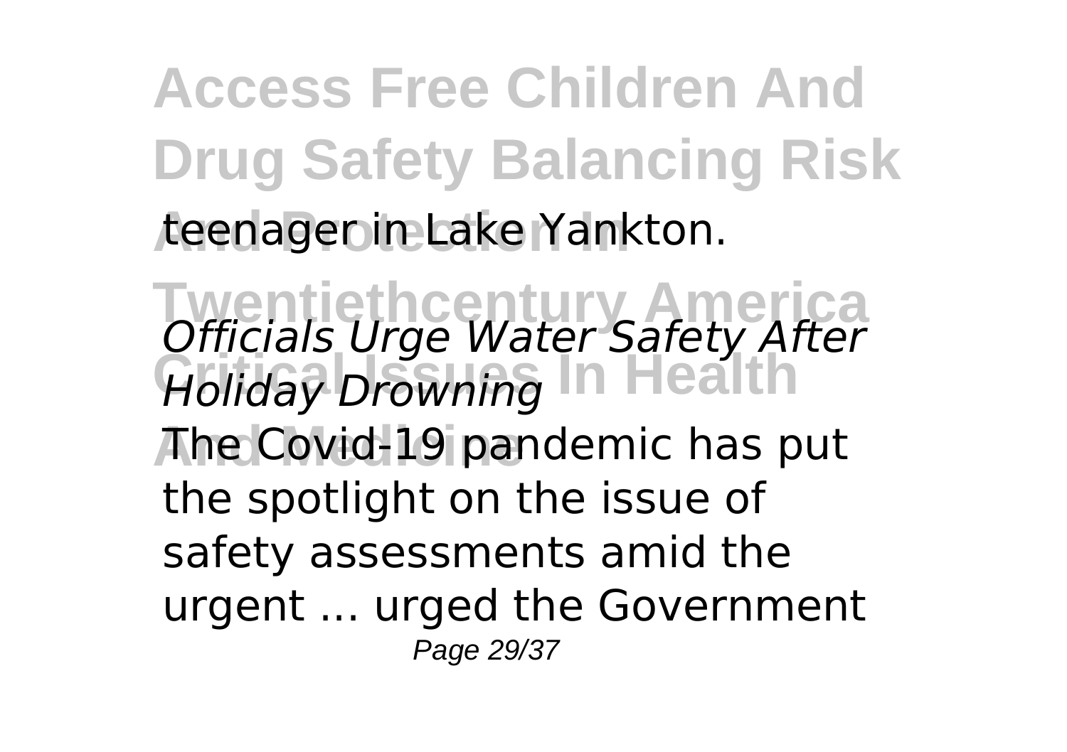teenager in Lake Yankton.

*Officials Urge Water Safety After Holiday Drowning*

The Covid-19 pandemic has put the spotlight on the issue of safety assessments amid the urgent ... urged the Government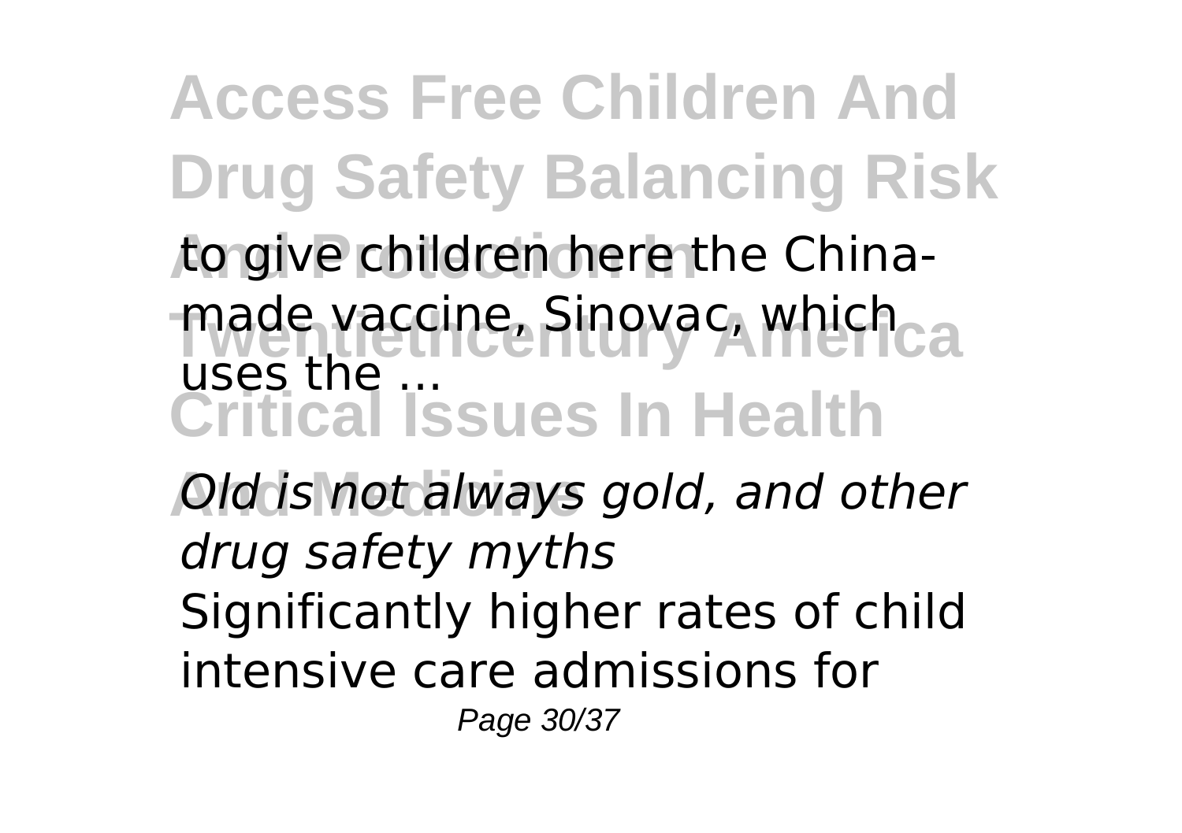to give children here the China-made vaccine, Sinovac, which uses the ...

*Old is not always gold, and other drug safety myths*

Significantly higher rates of child intensive care admissions for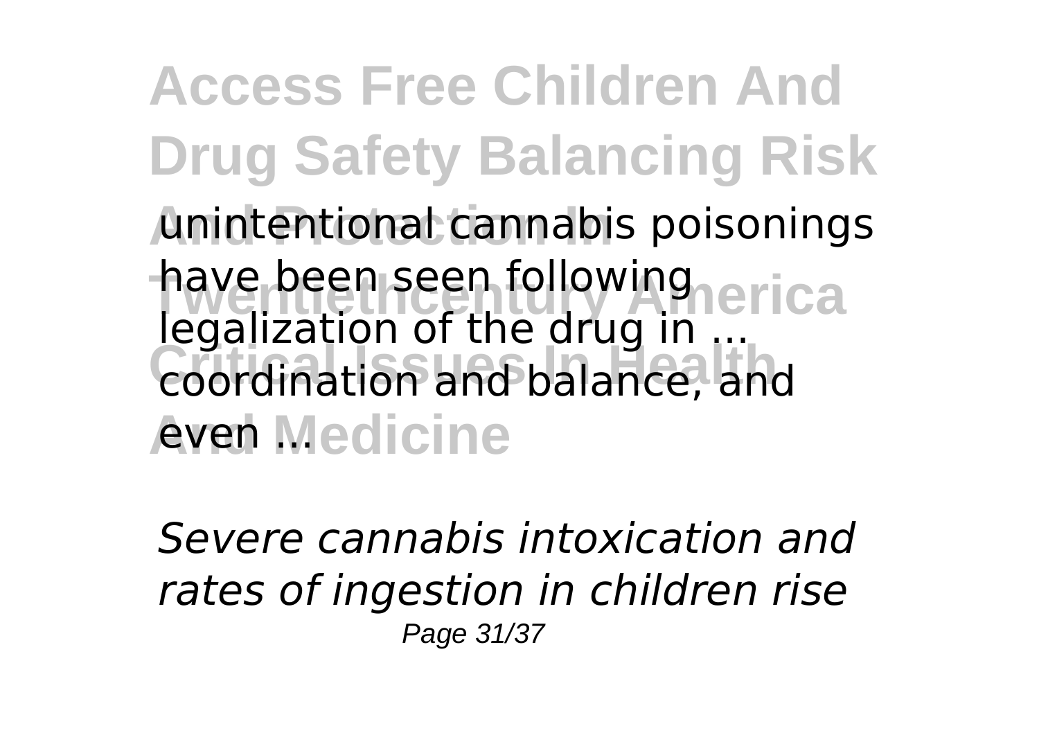unintentional cannabis poisonings have been seen following legalization of the drug in ... coordination and balance, and even ...

*Severe cannabis intoxication and rates of ingestion in children rise*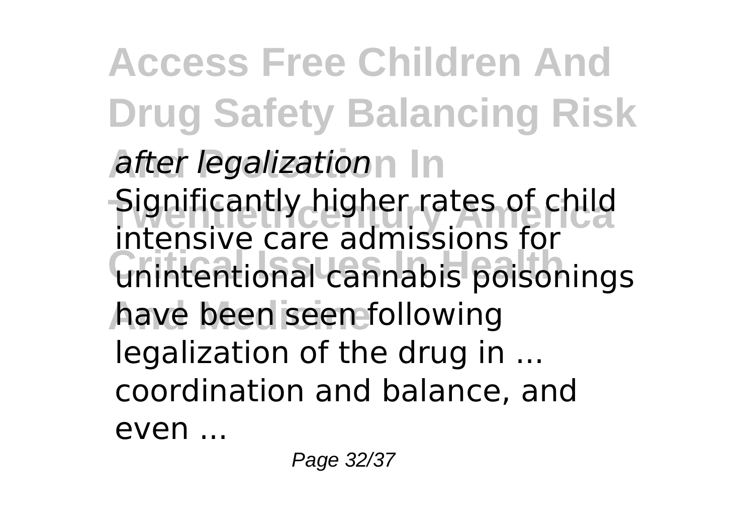*after legalization*

Significantly higher rates of child intensive care admissions for unintentional cannabis poisonings have been seen following legalization of the drug in ... coordination and balance, and even ...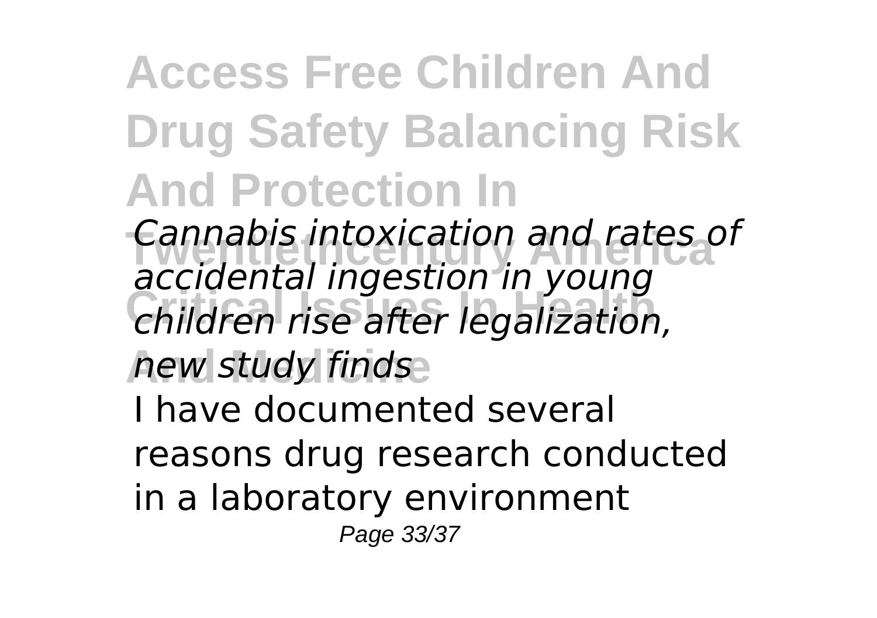*Cannabis intoxication and rates of accidental ingestion in young children rise after legalization, new study finds*

I have documented several reasons drug research conducted in a laboratory environment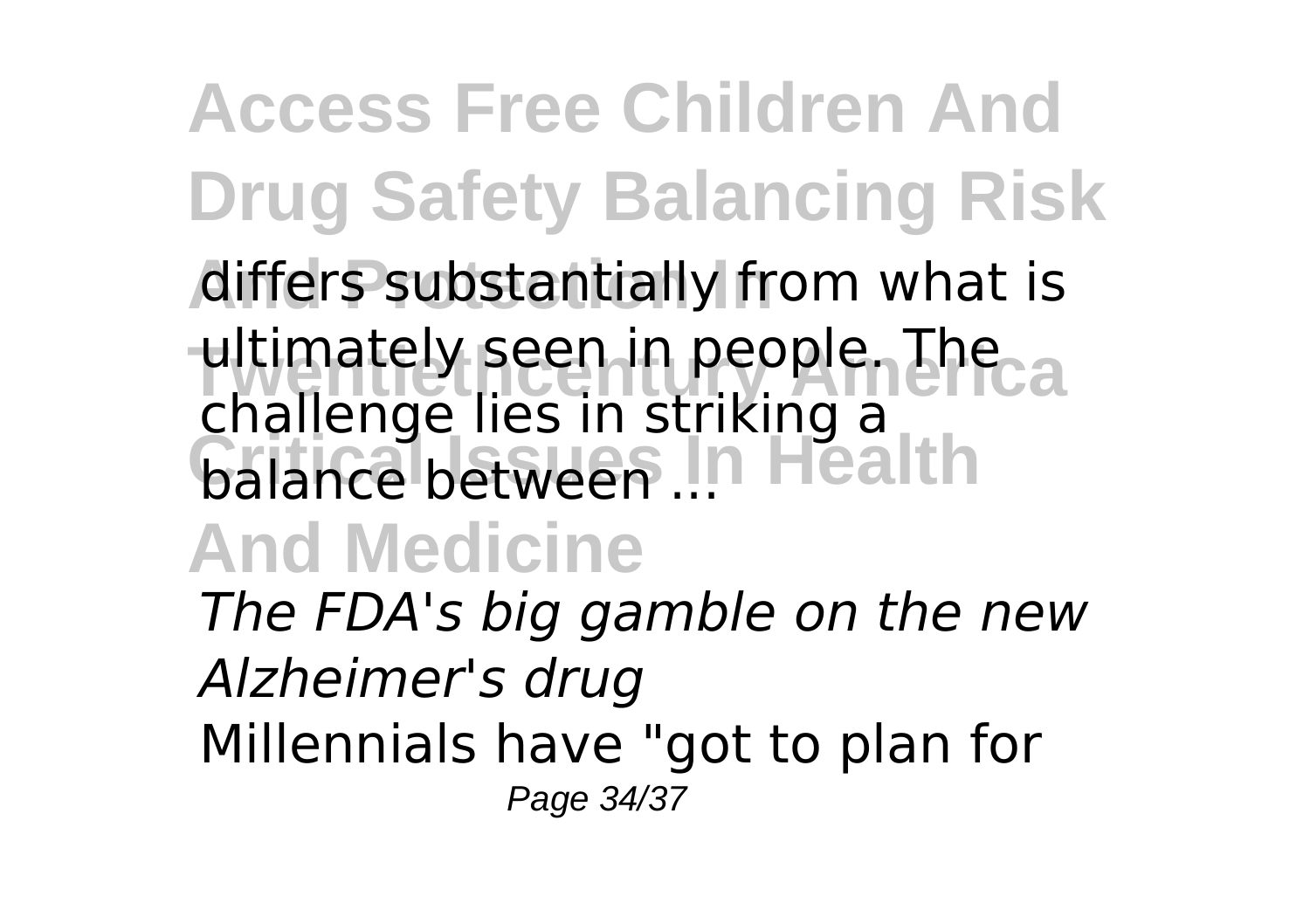differs substantially from what is ultimately seen in people. The challenge lies in striking a balance between ...

*The FDA's big gamble on the new Alzheimer's drug*

Millennials have "got to plan for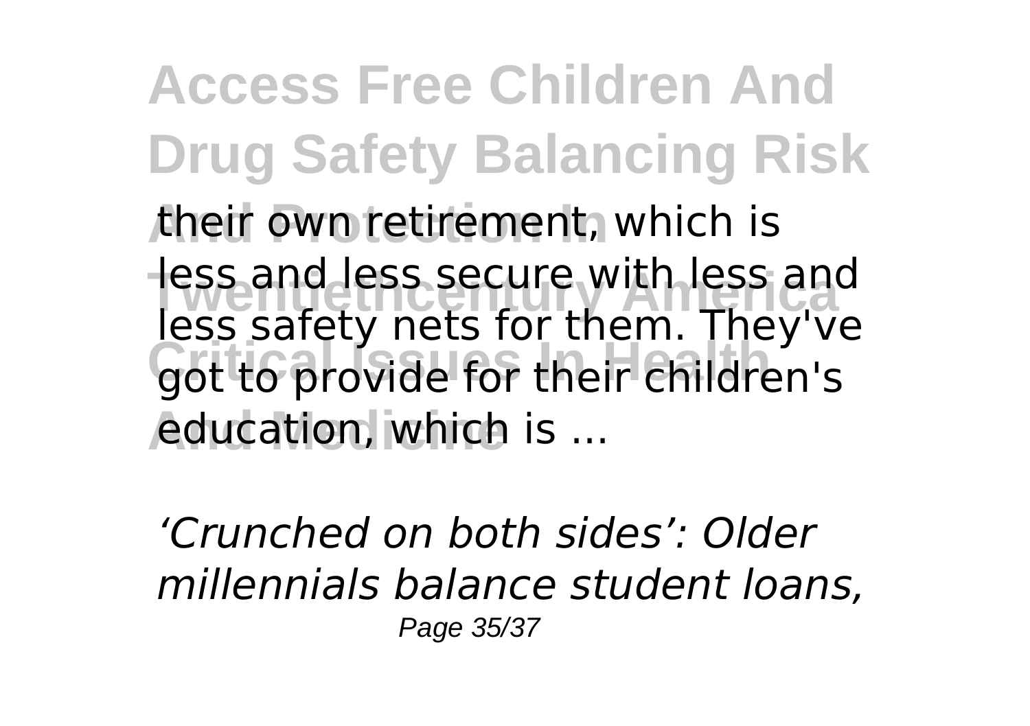their own retirement, which is less and less secure with less and less safety nets for them. They've got to provide for their children's education, which is ...

*'Crunched on both sides': Older millennials balance student loans,*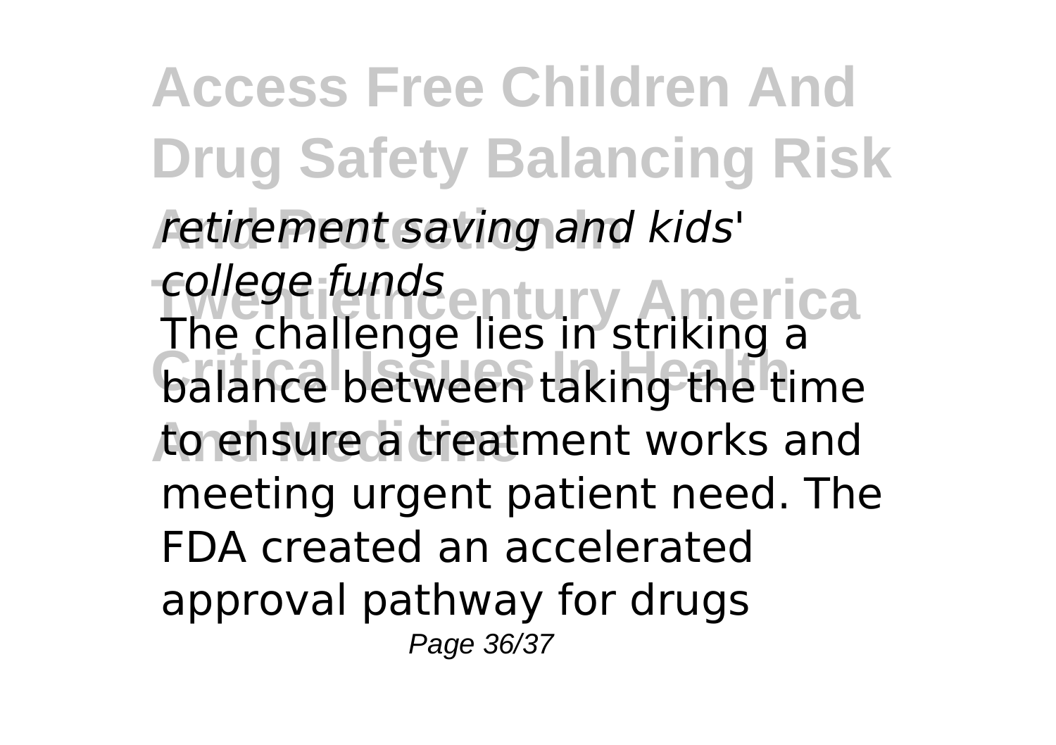*retirement saving and kids' college funds*

The challenge lies in striking a balance between taking the time to ensure a treatment works and meeting urgent patient need. The FDA created an accelerated approval pathway for drugs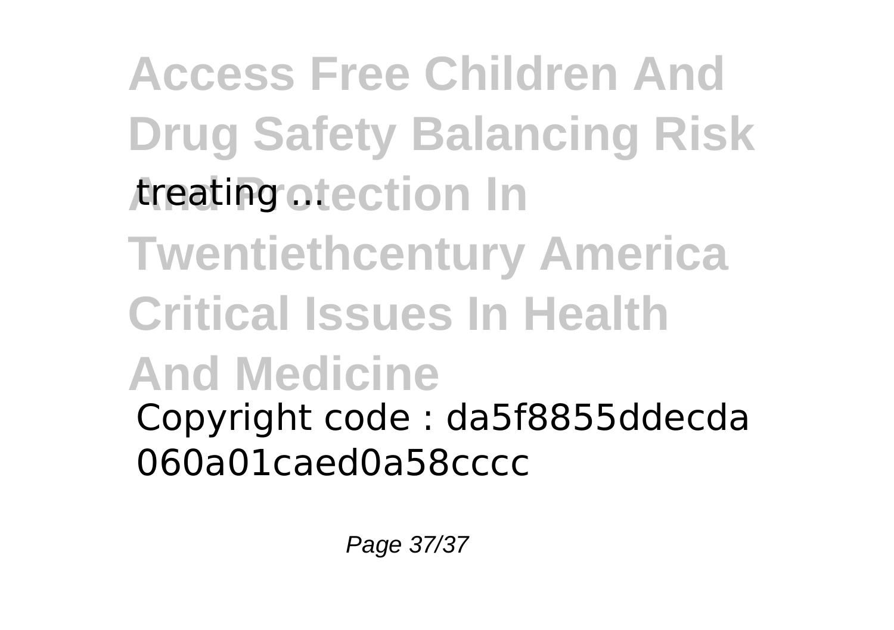treating ...

Copyright code : da5f8855ddecda060a01caed0a58cccc